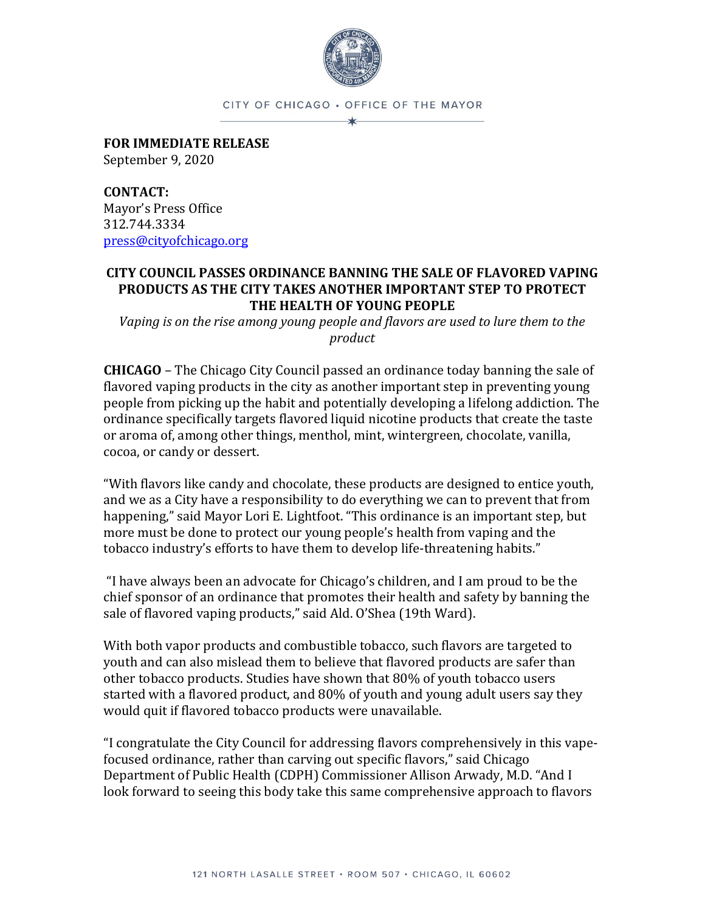CITY OF CHICAGO • OFFICE OF THE MAYOR

**FOR IMMEDIATE RELEASE**
September 9, 2020

**CONTACT:**
Mayor's Press Office
312.744.3334
press@cityofchicago.org

# CITY COUNCIL PASSES ORDINANCE BANNING THE SALE OF FLAVORED VAPING PRODUCTS AS THE CITY TAKES ANOTHER IMPORTANT STEP TO PROTECT THE HEALTH OF YOUNG PEOPLE

*Vaping is on the rise among young people and flavors are used to lure them to the product*

**CHICAGO** – The Chicago City Council passed an ordinance today banning the sale of flavored vaping products in the city as another important step in preventing young people from picking up the habit and potentially developing a lifelong addiction. The ordinance specifically targets flavored liquid nicotine products that create the taste or aroma of, among other things, menthol, mint, wintergreen, chocolate, vanilla, cocoa, or candy or dessert.

"With flavors like candy and chocolate, these products are designed to entice youth, and we as a City have a responsibility to do everything we can to prevent that from happening," said Mayor Lori E. Lightfoot. "This ordinance is an important step, but more must be done to protect our young people's health from vaping and the tobacco industry's efforts to have them to develop life-threatening habits."

"I have always been an advocate for Chicago's children, and I am proud to be the chief sponsor of an ordinance that promotes their health and safety by banning the sale of flavored vaping products," said Ald. O'Shea (19th Ward).

With both vapor products and combustible tobacco, such flavors are targeted to youth and can also mislead them to believe that flavored products are safer than other tobacco products. Studies have shown that 80% of youth tobacco users started with a flavored product, and 80% of youth and young adult users say they would quit if flavored tobacco products were unavailable.

"I congratulate the City Council for addressing flavors comprehensively in this vape-focused ordinance, rather than carving out specific flavors," said Chicago Department of Public Health (CDPH) Commissioner Allison Arwady, M.D. "And I look forward to seeing this body take this same comprehensive approach to flavors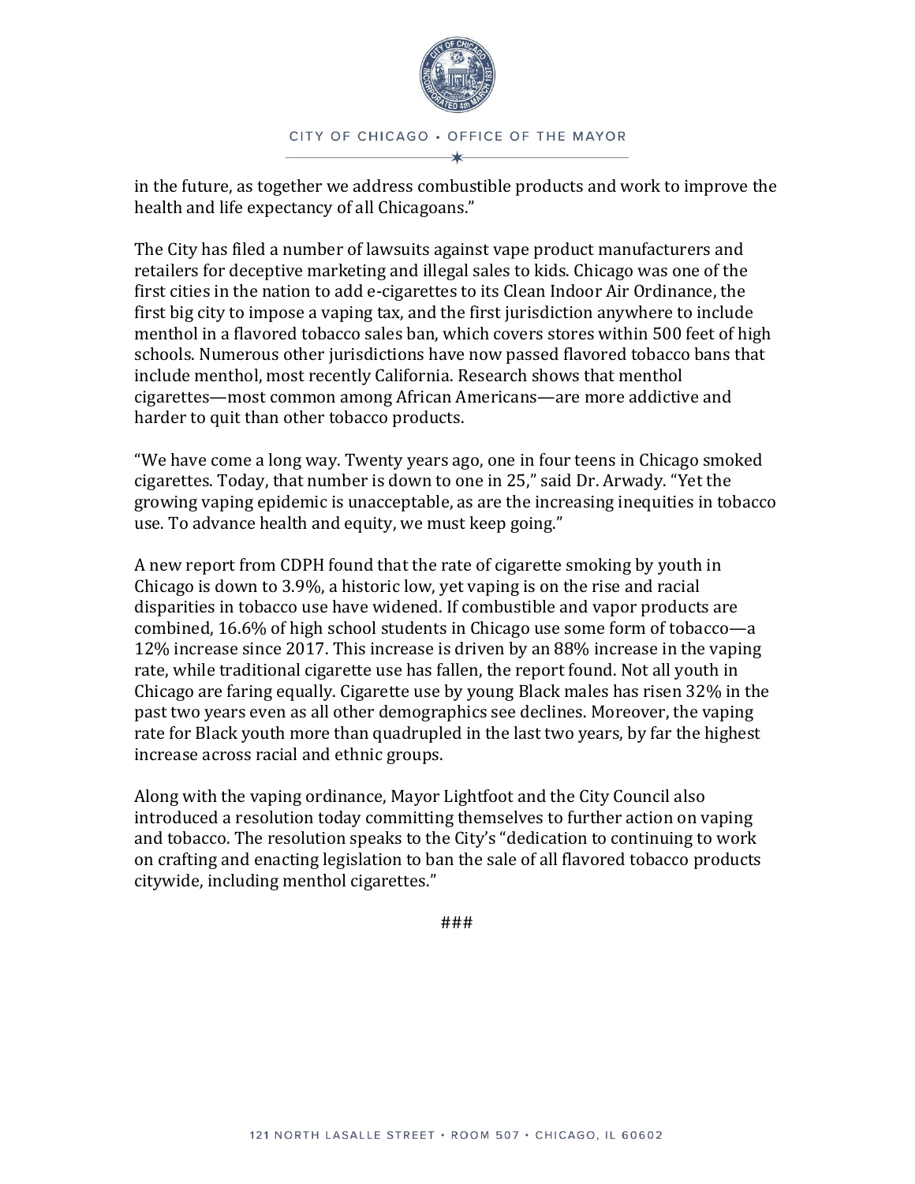in the future, as together we address combustible products and work to improve the health and life expectancy of all Chicagoans."

The City has filed a number of lawsuits against vape product manufacturers and retailers for deceptive marketing and illegal sales to kids. Chicago was one of the first cities in the nation to add e-cigarettes to its Clean Indoor Air Ordinance, the first big city to impose a vaping tax, and the first jurisdiction anywhere to include menthol in a flavored tobacco sales ban, which covers stores within 500 feet of high schools. Numerous other jurisdictions have now passed flavored tobacco bans that include menthol, most recently California. Research shows that menthol cigarettes—most common among African Americans—are more addictive and harder to quit than other tobacco products.

"We have come a long way. Twenty years ago, one in four teens in Chicago smoked cigarettes. Today, that number is down to one in 25," said Dr. Arwady. "Yet the growing vaping epidemic is unacceptable, as are the increasing inequities in tobacco use. To advance health and equity, we must keep going."

A new report from CDPH found that the rate of cigarette smoking by youth in Chicago is down to 3.9%, a historic low, yet vaping is on the rise and racial disparities in tobacco use have widened. If combustible and vapor products are combined, 16.6% of high school students in Chicago use some form of tobacco—a 12% increase since 2017. This increase is driven by an 88% increase in the vaping rate, while traditional cigarette use has fallen, the report found. Not all youth in Chicago are faring equally. Cigarette use by young Black males has risen 32% in the past two years even as all other demographics see declines. Moreover, the vaping rate for Black youth more than quadrupled in the last two years, by far the highest increase across racial and ethnic groups.

Along with the vaping ordinance, Mayor Lightfoot and the City Council also introduced a resolution today committing themselves to further action on vaping and tobacco. The resolution speaks to the City's "dedication to continuing to work on crafting and enacting legislation to ban the sale of all flavored tobacco products citywide, including menthol cigarettes."

###